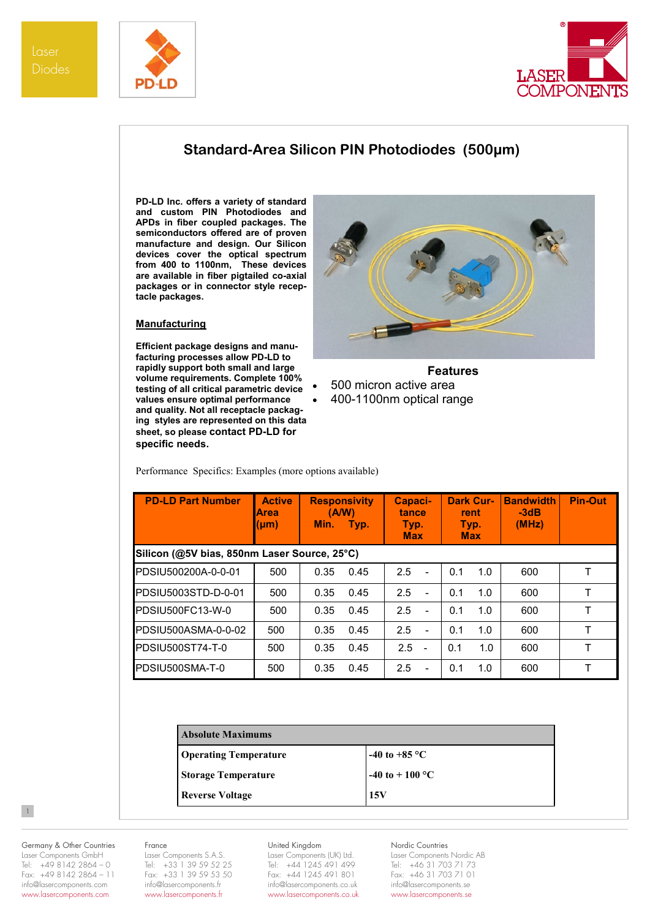# Standard-Area Silicon PIN Photodiodes (500µm)

**PD-LD Inc. offers a variety of standard and custom PIN Photodiodes and APDs in fiber coupled packages. The semiconductors offered are of proven manufacture and design. Our Silicon devices cover the optical spectrum from 400 to 1100nm, These devices are available in fiber pigtailed co-axial packages or in connector style receptacle packages.**

## Manufacturing

**Efficient package designs and manufacturing processes allow PD-LD to rapidly support both small and large volume requirements. Complete 100% testing of all critical parametric device values ensure optimal performance and quality. Not all receptacle packaging styles are represented on this data sheet, so please contact PD-LD for specific needs.**

### Features

- 500 micron active area
- 400-1100nm optical range

Performance Specifics: Examples (more options available)

| PD-LD Part Number | Active Area (µm) | Responsivity (A/W) Min. | Responsivity (A/W) Typ. | Capacitance Typ. | Capacitance Max | Dark Current Typ. | Dark Current Max | Bandwidth -3dB (MHz) | Pin-Out |
|---|---|---|---|---|---|---|---|---|---|
| **Silicon (@5V bias, 850nm Laser Source, 25°C)** | | | | | | | | | |
| PDSIU500200A-0-0-01 | 500 | 0.35 | 0.45 | 2.5 | - | 0.1 | 1.0 | 600 | T |
| PDSIU5003STD-D-0-01 | 500 | 0.35 | 0.45 | 2.5 | - | 0.1 | 1.0 | 600 | T |
| PDSIU500FC13-W-0 | 500 | 0.35 | 0.45 | 2.5 | - | 0.1 | 1.0 | 600 | T |
| PDSIU500ASMA-0-0-02 | 500 | 0.35 | 0.45 | 2.5 | - | 0.1 | 1.0 | 600 | T |
| PDSIU500ST74-T-0 | 500 | 0.35 | 0.45 | 2.5 | - | 0.1 | 1.0 | 600 | T |
| PDSIU500SMA-T-0 | 500 | 0.35 | 0.45 | 2.5 | - | 0.1 | 1.0 | 600 | T |

| **Absolute Maximums** | |
|---|---|
| **Operating Temperature** | **-40 to +85 °C** |
| **Storage Temperature** | **-40 to + 100 °C** |
| **Reverse Voltage** | **15V** |

Germany & Other Countries
Laser Components GmbH
Tel: +49 8142 2864 – 0
Fax: +49 8142 2864 – 11
info@lasercomponents.com
www.lasercomponents.com

France
Laser Components S.A.S.
Tel: +33 1 39 59 52 25
Fax: +33 1 39 59 53 50
info@lasercomponents.fr
www.lasercomponents.fr

United Kingdom
Laser Components (UK) Ltd.
Tel: +44 1245 491 499
Fax: +44 1245 491 801
info@lasercomponents.co.uk
www.lasercomponents.co.uk

Nordic Countries
Laser Components Nordic AB
Tel: +46 31 703 71 73
Fax: +46 31 703 71 01
info@lasercomponents.se
www.lasercomponents.se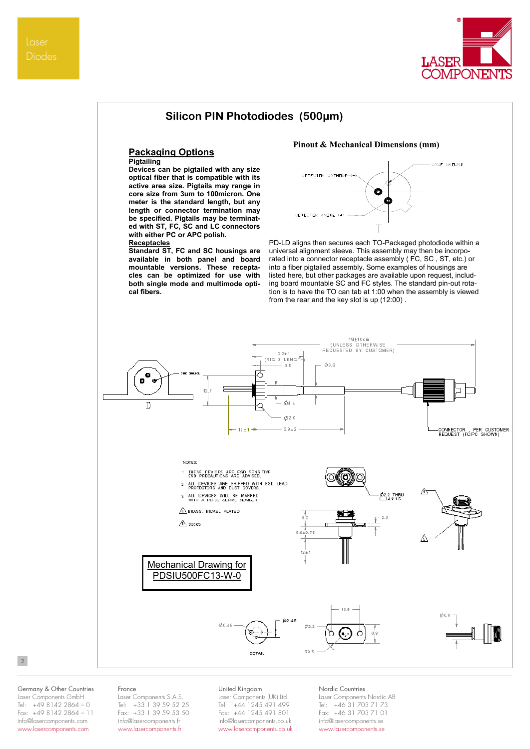# Silicon PIN Photodiodes (500µm)

## Packaging Options

**Pigtailing**

**Devices can be pigtailed with any size optical fiber that is compatible with its active area size. Pigtails may range in core size from 3um to 100micron. One meter is the standard length, but any length or connector termination may be specified. Pigtails may be terminated with ST, FC, SC and LC connectors with either PC or APC polish.**

**Receptacles**

**Standard ST, FC and SC housings are available in both panel and board mountable versions. These receptacles can be optimized for use with both single mode and multimode optical fibers.**

### Pinout & Mechanical Dimensions (mm)

CASE GROUND

DETECTOR CATHODE (-)

DETECTOR ANODE (+)

PD-LD aligns then secures each TO-Packaged photodiode within a universal alignment sleeve. This assembly may then be incorporated into a connector receptacle assembly ( FC, SC , ST, etc.) or into a fiber pigtailed assembly. Some examples of housings are listed here, but other packages are available upon request, including board mountable SC and FC styles. The standard pin-out rotation is to have the TO can tab at 1:00 when the assembly is viewed from the rear and the key slot is up (12:00) .

1M±10cm (UNLESS OTHERWISE REQUESTED BY CUSTOMER)

22±1 (RIGID LENGTH)

3.5

Ø3.2

CASE GROUND

12.7

Ø4.4

Ø2.0

12±1

39±2

CONNECTOR , PER CUSTOMER REQUEST (FC/PC SHOWN)

NOTES:

1. THESE DEVICES ARE ESD SENSITIVE ESD PRECAUTIONS ARE ADVISED.
2. ALL DEVICES ARE SHIPPED WITH ESD LEAD PROTECTORS AND DUST COVERS.
3. ALL DEVICES WILL BE MARKED WITH A PD-LD SERIAL NUMBER.

4. BRASS, NICKEL PLATED

5. SS303

Ø2.2 THRU

8.0

2.0

5.6±0.75

12±1

Mechanical Drawing for PDSIU500FC13-W-0

Ø0.45

Ø2.45

DETAIL

Ø2.2

13.5

8.9

R9.5

Ø6.0

Germany & Other Countries
Laser Components GmbH
Tel: +49 8142 2864 – 0
Fax: +49 8142 2864 – 11
info@lasercomponents.com
www.lasercomponents.com

France
Laser Components S.A.S.
Tel: +33 1 39 59 52 25
Fax: +33 1 39 59 53 50
info@lasercomponents.fr
www.lasercomponents.fr

United Kingdom
Laser Components (UK) Ltd.
Tel: +44 1245 491 499
Fax: +44 1245 491 801
info@lasercomponents.co.uk
www.lasercomponents.co.uk

Nordic Countries
Laser Components Nordic AB
Tel: +46 31 703 71 73
Fax: +46 31 703 71 01
info@lasercomponents.se
www.lasercomponents.se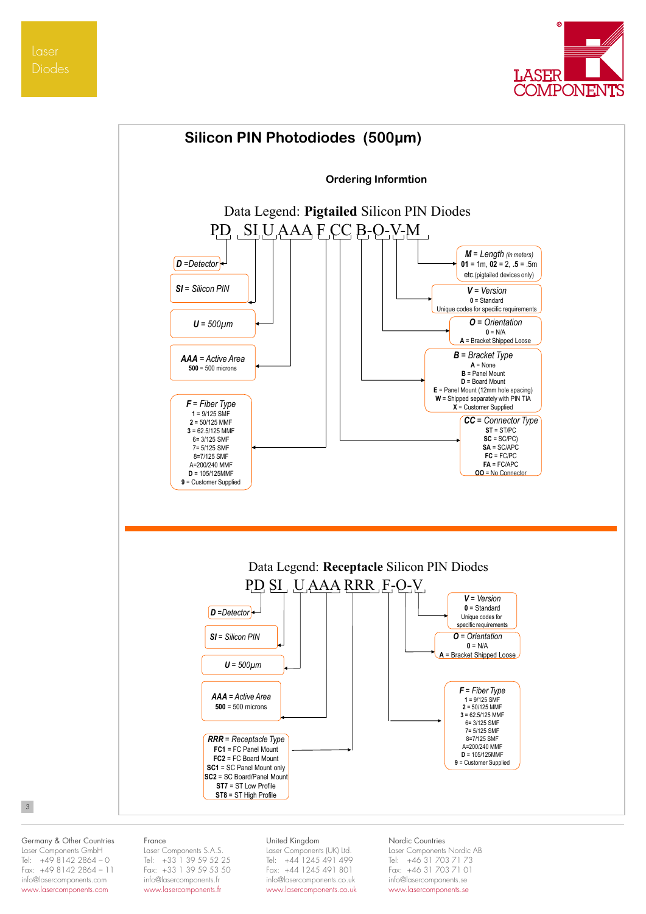# Silicon PIN Photodiodes (500µm)

## Ordering Informtion

### Data Legend: **Pigtailed** Silicon PIN Diodes

PD SI U AAA F CC B-O-V-M

- ***D*** **=Detector**
- ***SI*** = *Silicon PIN*
- ***U*** = *500µm*
- ***AAA*** = *Active Area*
  - **500** = 500 microns
- ***F*** = *Fiber Type*
  - **1** = 9/125 SMF
  - **2** = 50/125 MMF
  - **3** = 62.5/125 MMF
  - 6= 3/125 SMF
  - 7= 5/125 SMF
  - 8=7/125 SMF
  - A=200/240 MMF
  - **D** = 105/125MMF
  - **9** = Customer Supplied
- ***CC*** = *Connector Type*
  - **ST** = ST/PC
  - **SC** = SC/PC)
  - **SA** = SC/APC
  - **FC** = FC/PC
  - **FA** = FC/APC
  - **OO** = No Connector
- ***B*** = *Bracket Type*
  - **A** = None
  - **B** = Panel Mount
  - **D** = Board Mount
  - **E** = Panel Mount (12mm hole spacing)
  - **W** = Shipped separately with PIN TIA
  - **X** = Customer Supplied
- ***O*** = *Orientation*
  - **0** = N/A
  - **A** = Bracket Shipped Loose
- ***V*** = *Version*
  - **0** = Standard
  - Unique codes for specific requirements
- ***M*** = *Length (in meters)*
  - **01** = 1m, **02** = 2, **.5** = .5m
  - etc.(pigtailed devices only)

### Data Legend: **Receptacle** Silicon PIN Diodes

PD SI U AAA RRR F-O-V

- ***D*** **=Detector**
- ***SI*** = *Silicon PIN*
- ***U*** = *500µm*
- ***AAA*** = *Active Area*
  - **500** = 500 microns
- ***RRR*** = *Receptacle Type*
  - **FC1** = FC Panel Mount
  - **FC2** = FC Board Mount
  - **SC1** = SC Panel Mount only
  - **SC2** = SC Board/Panel Mount
  - **ST7** = ST Low Profile
  - **ST8** = ST High Profile
- ***F*** = *Fiber Type*
  - **1** = 9/125 SMF
  - **2** = 50/125 MMF
  - **3** = 62.5/125 MMF
  - 6= 3/125 SMF
  - 7= 5/125 SMF
  - 8=7/125 SMF
  - A=200/240 MMF
  - **D** = 105/125MMF
  - **9** = Customer Supplied
- ***O*** = *Orientation*
  - **0** = N/A
  - **A** = Bracket Shipped Loose
- ***V*** = *Version*
  - **0** = Standard
  - Unique codes for specific requirements

Germany & Other Countries
Laser Components GmbH
Tel: +49 8142 2864 – 0
Fax: +49 8142 2864 – 11
info@lasercomponents.com
www.lasercomponents.com

France
Laser Components S.A.S.
Tel: +33 1 39 59 52 25
Fax: +33 1 39 59 53 50
info@lasercomponents.fr
www.lasercomponents.fr

United Kingdom
Laser Components (UK) Ltd.
Tel: +44 1245 491 499
Fax: +44 1245 491 801
info@lasercomponents.co.uk
www.lasercomponents.co.uk

Nordic Countries
Laser Components Nordic AB
Tel: +46 31 703 71 73
Fax: +46 31 703 71 01
info@lasercomponents.se
www.lasercomponents.se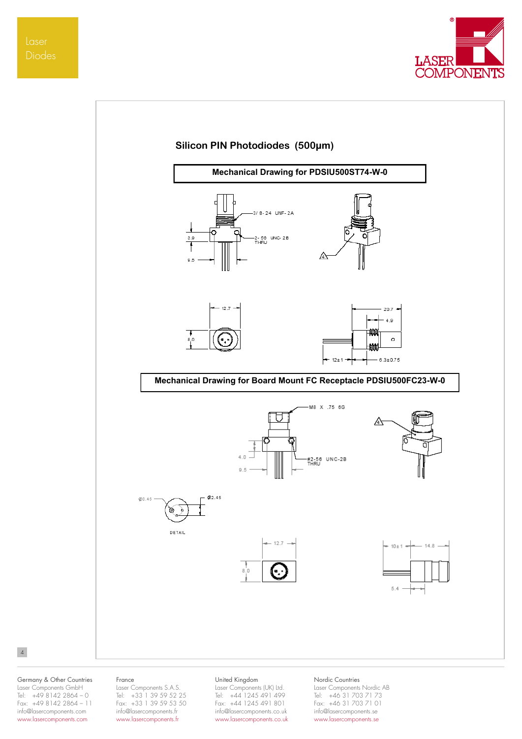## Silicon PIN Photodiodes (500µm)

### Mechanical Drawing for PDSIU500ST74-W-0

3/8-24 UNF-2A

2-56 UNC-2B THRU

3.9

9.5

12.7

8.0

20.7

4.9

12±1

6.3±0.75

### Mechanical Drawing for Board Mount FC Receptacle PDSIU500FC23-W-0

M8 X .75 6G

#2-56 UNC-2B THRU

4.0

9.5

Ø0.45

Ø2.45

DETAIL

12.7

8.0

10±1

14.8

5.4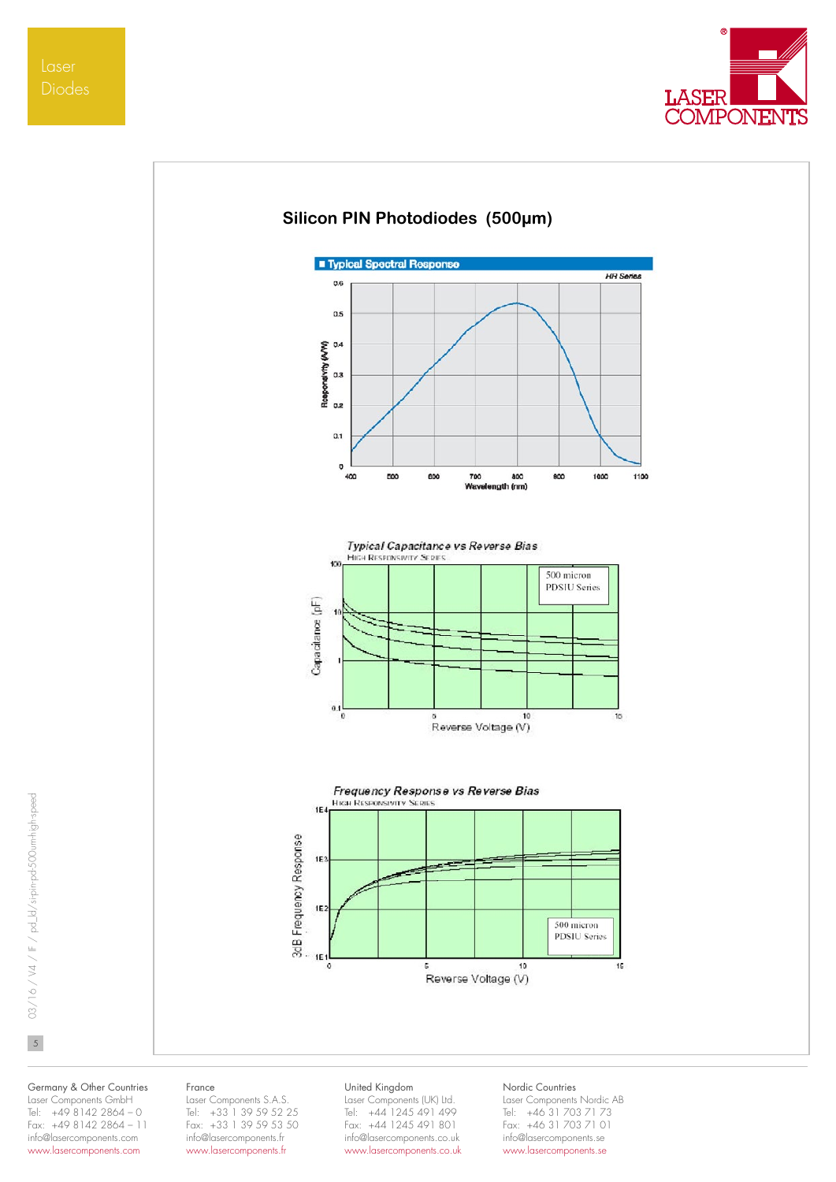Laser
Diodes

LASER COMPONENTS

## Silicon PIN Photodiodes (500µm)

**Typical Spectral Response**

HR Series

Responsivity (A/W)

0.6
0.5
0.4
0.3
0.2
0.1
0

400 500 600 700 800 900 1000 1100

Wavelength (nm)

*Typical Capacitance vs Reverse Bias*

HIGH RESPONSIVITY SERIES

500 micron
PDSIU Series

Capacitance (pF)

100
10
1
0.1

0 5 10 15

Reverse Voltage (V)

*Frequency Response vs Reverse Bias*

HIGH RESPONSIVITY SERIES

500 micron
PDSIU Series

3dB Frequency Response

1E4
1E3
1E2
1E1

0 5 10 15

Reverse Voltage (V)

03/16 / V4 / IF / pd_ld/si-pin-pd-500um-high-speed

Germany & Other Countries
Laser Components GmbH
Tel: +49 8142 2864 – 0
Fax: +49 8142 2864 – 11
info@lasercomponents.com
www.lasercomponents.com

France
Laser Components S.A.S.
Tel: +33 1 39 59 52 25
Fax: +33 1 39 59 53 50
info@lasercomponents.fr
www.lasercomponents.fr

United Kingdom
Laser Components (UK) Ltd.
Tel: +44 1245 491 499
Fax: +44 1245 491 801
info@lasercomponents.co.uk
www.lasercomponents.co.uk

Nordic Countries
Laser Components Nordic AB
Tel: +46 31 703 71 73
Fax: +46 31 703 71 01
info@lasercomponents.se
www.lasercomponents.se